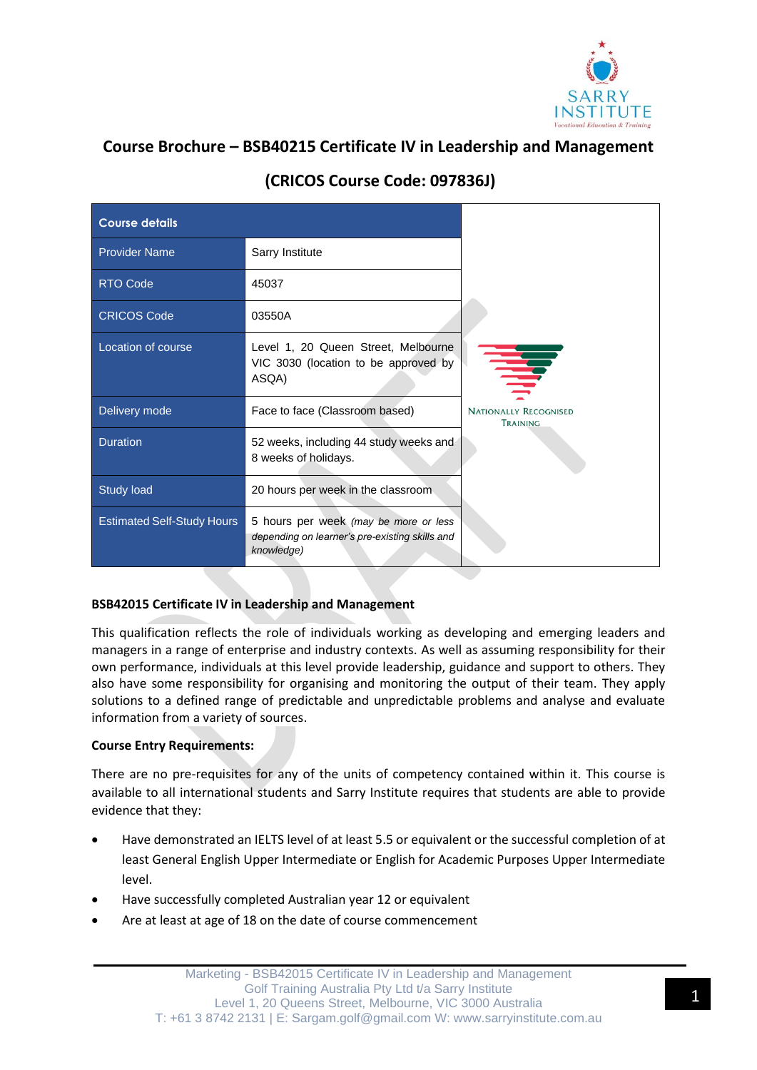# Course Brochure – BSB40215 Certificate IV in Leadership and Management

## (CRICOS Course Code: 097836J)

| Course details | |
|---|---|
| Provider Name | Sarry Institute |
| RTO Code | 45037 |
| CRICOS Code | 03550A |
| Location of course | Level 1, 20 Queen Street, Melbourne VIC 3030 (location to be approved by ASQA) |
| Delivery mode | Face to face (Classroom based) |
| Duration | 52 weeks, including 44 study weeks and 8 weeks of holidays. |
| Study load | 20 hours per week in the classroom |
| Estimated Self-Study Hours | 5 hours per week *(may be more or less depending on learner's pre-existing skills and knowledge)* |

NATIONALLY RECOGNISED TRAINING

**BSB42015 Certificate IV in Leadership and Management**

This qualification reflects the role of individuals working as developing and emerging leaders and managers in a range of enterprise and industry contexts. As well as assuming responsibility for their own performance, individuals at this level provide leadership, guidance and support to others. They also have some responsibility for organising and monitoring the output of their team. They apply solutions to a defined range of predictable and unpredictable problems and analyse and evaluate information from a variety of sources.

**Course Entry Requirements:**

There are no pre-requisites for any of the units of competency contained within it. This course is available to all international students and Sarry Institute requires that students are able to provide evidence that they:

- Have demonstrated an IELTS level of at least 5.5 or equivalent or the successful completion of at least General English Upper Intermediate or English for Academic Purposes Upper Intermediate level.
- Have successfully completed Australian year 12 or equivalent
- Are at least at age of 18 on the date of course commencement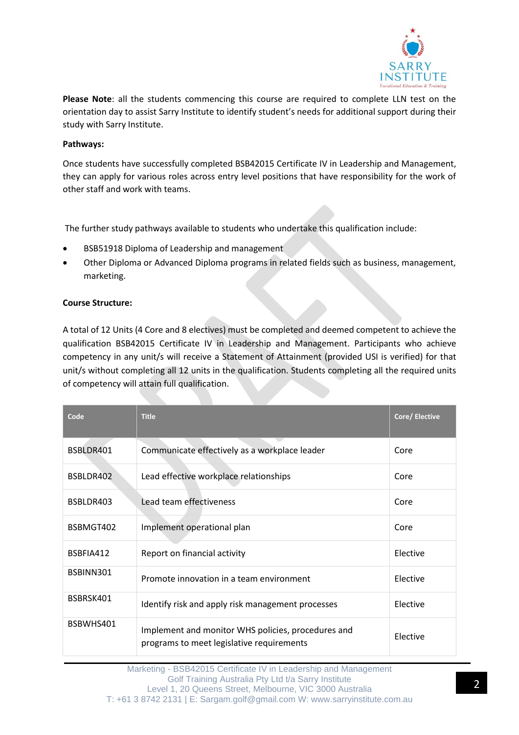**Please Note**: all the students commencing this course are required to complete LLN test on the orientation day to assist Sarry Institute to identify student's needs for additional support during their study with Sarry Institute.

**Pathways:**

Once students have successfully completed BSB42015 Certificate IV in Leadership and Management, they can apply for various roles across entry level positions that have responsibility for the work of other staff and work with teams.

The further study pathways available to students who undertake this qualification include:

- BSB51918 Diploma of Leadership and management
- Other Diploma or Advanced Diploma programs in related fields such as business, management, marketing.

**Course Structure:**

A total of 12 Units (4 Core and 8 electives) must be completed and deemed competent to achieve the qualification BSB42015 Certificate IV in Leadership and Management. Participants who achieve competency in any unit/s will receive a Statement of Attainment (provided USI is verified) for that unit/s without completing all 12 units in the qualification. Students completing all the required units of competency will attain full qualification.

| Code | Title | Core/ Elective |
|---|---|---|
| BSBLDR401 | Communicate effectively as a workplace leader | Core |
| BSBLDR402 | Lead effective workplace relationships | Core |
| BSBLDR403 | Lead team effectiveness | Core |
| BSBMGT402 | Implement operational plan | Core |
| BSBFIA412 | Report on financial activity | Elective |
| BSBINN301 | Promote innovation in a team environment | Elective |
| BSBRSK401 | Identify risk and apply risk management processes | Elective |
| BSBWHS401 | Implement and monitor WHS policies, procedures and programs to meet legislative requirements | Elective |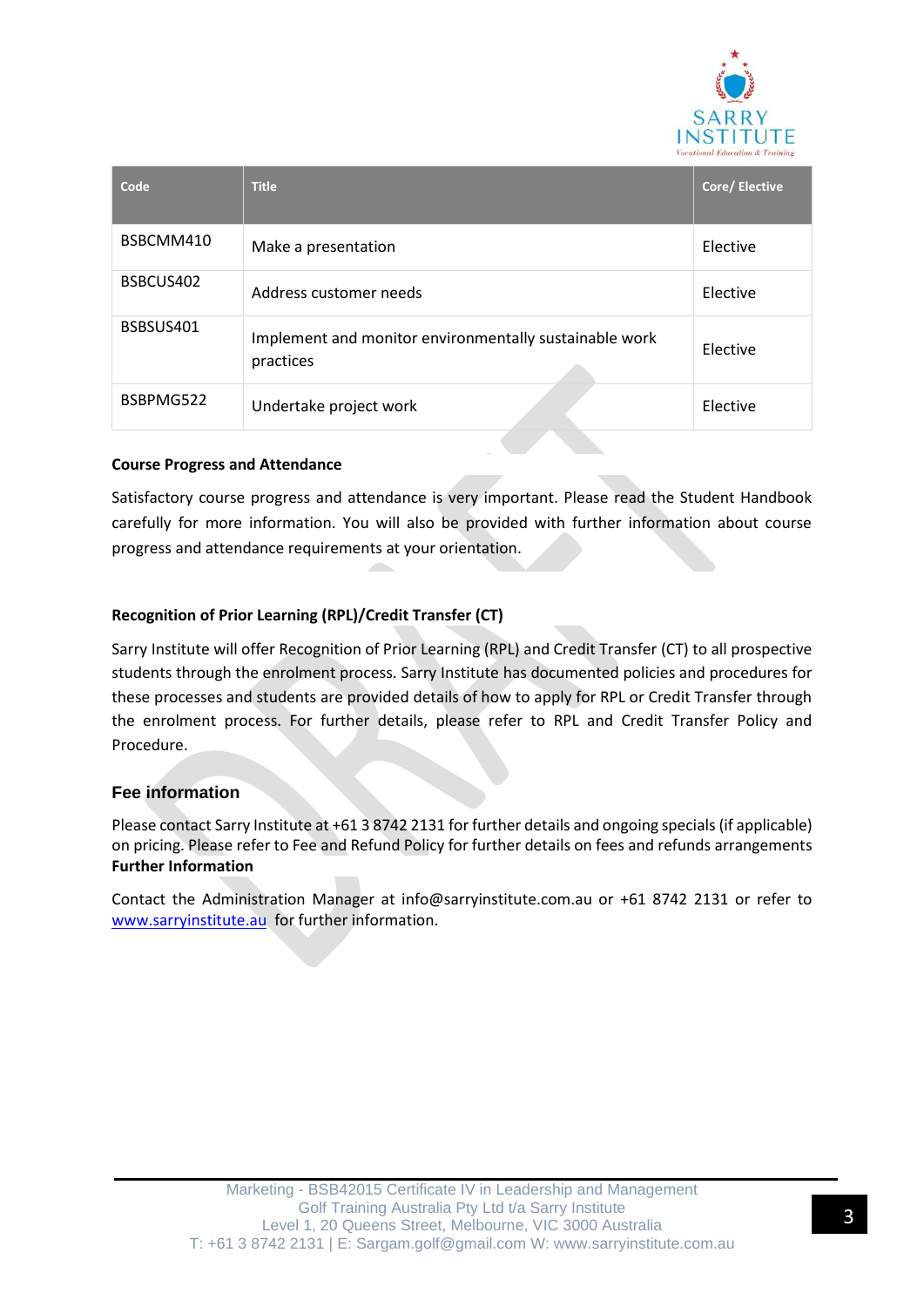| Code | Title | Core/ Elective |
|---|---|---|
| BSBCMM410 | Make a presentation | Elective |
| BSBCUS402 | Address customer needs | Elective |
| BSBSUS401 | Implement and monitor environmentally sustainable work practices | Elective |
| BSBPMG522 | Undertake project work | Elective |

**Course Progress and Attendance**

Satisfactory course progress and attendance is very important. Please read the Student Handbook carefully for more information. You will also be provided with further information about course progress and attendance requirements at your orientation.

**Recognition of Prior Learning (RPL)/Credit Transfer (CT)**

Sarry Institute will offer Recognition of Prior Learning (RPL) and Credit Transfer (CT) to all prospective students through the enrolment process. Sarry Institute has documented policies and procedures for these processes and students are provided details of how to apply for RPL or Credit Transfer through the enrolment process. For further details, please refer to RPL and Credit Transfer Policy and Procedure.

**Fee information**

Please contact Sarry Institute at +61 3 8742 2131 for further details and ongoing specials (if applicable) on pricing. Please refer to Fee and Refund Policy for further details on fees and refunds arrangements

**Further Information**

Contact the Administration Manager at info@sarryinstitute.com.au or +61 8742 2131 or refer to www.sarryinstitute.au for further information.